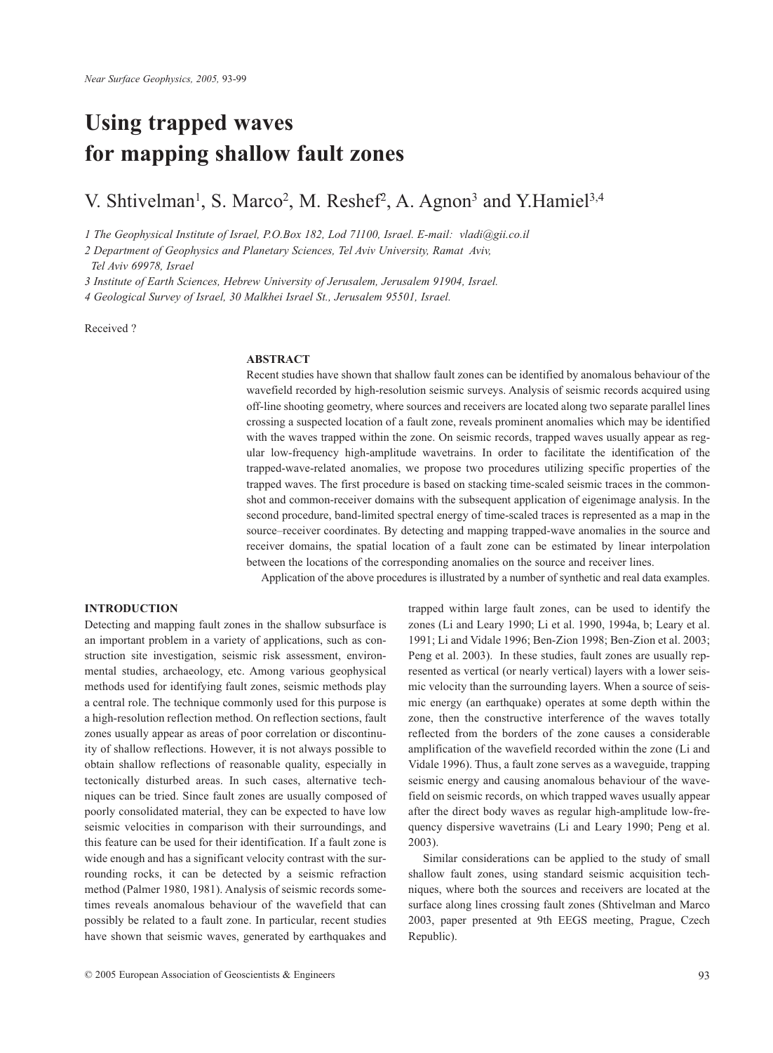# Using trapped waves for mapping shallow fault zones

V. Shtivelman[1], S. Marco[2], M. Reshef[2], A. Agnon[3] and Y.Hamiel[3,4]

1 The Geophysical Institute of Israel, P.O.Box 182, Lod 71100, Israel. E-mail: vladi@gii.co.il

2 Department of Geophysics and Planetary Sciences, Tel Aviv University, Ramat Aviv, Tel Aviv 69978, Israel

3 Institute of Earth Sciences, Hebrew University of Jerusalem, Jerusalem 91904, Israel.

4 Geological Survey of Israel, 30 Malkhei Israel St., Jerusalem 95501, Israel.

Received ?

## ABSTRACT

Recent studies have shown that shallow fault zones can be identified by anomalous behaviour of the wavefield recorded by high-resolution seismic surveys. Analysis of seismic records acquired using off-line shooting geometry, where sources and receivers are located along two separate parallel lines crossing a suspected location of a fault zone, reveals prominent anomalies which may be identified with the waves trapped within the zone. On seismic records, trapped waves usually appear as regular low-frequency high-amplitude wavetrains. In order to facilitate the identification of the trapped-wave-related anomalies, we propose two procedures utilizing specific properties of the trapped waves. The first procedure is based on stacking time-scaled seismic traces in the common-shot and common-receiver domains with the subsequent application of eigenimage analysis. In the second procedure, band-limited spectral energy of time-scaled traces is represented as a map in the source–receiver coordinates. By detecting and mapping trapped-wave anomalies in the source and receiver domains, the spatial location of a fault zone can be estimated by linear interpolation between the locations of the corresponding anomalies on the source and receiver lines.

Application of the above procedures is illustrated by a number of synthetic and real data examples.

## INTRODUCTION

Detecting and mapping fault zones in the shallow subsurface is an important problem in a variety of applications, such as construction site investigation, seismic risk assessment, environmental studies, archaeology, etc. Among various geophysical methods used for identifying fault zones, seismic methods play a central role. The technique commonly used for this purpose is a high-resolution reflection method. On reflection sections, fault zones usually appear as areas of poor correlation or discontinuity of shallow reflections. However, it is not always possible to obtain shallow reflections of reasonable quality, especially in tectonically disturbed areas. In such cases, alternative techniques can be tried. Since fault zones are usually composed of poorly consolidated material, they can be expected to have low seismic velocities in comparison with their surroundings, and this feature can be used for their identification. If a fault zone is wide enough and has a significant velocity contrast with the surrounding rocks, it can be detected by a seismic refraction method (Palmer 1980, 1981). Analysis of seismic records sometimes reveals anomalous behaviour of the wavefield that can possibly be related to a fault zone. In particular, recent studies have shown that seismic waves, generated by earthquakes and trapped within large fault zones, can be used to identify the zones (Li and Leary 1990; Li et al. 1990, 1994a, b; Leary et al. 1991; Li and Vidale 1996; Ben-Zion 1998; Ben-Zion et al. 2003; Peng et al. 2003). In these studies, fault zones are usually represented as vertical (or nearly vertical) layers with a lower seismic velocity than the surrounding layers. When a source of seismic energy (an earthquake) operates at some depth within the zone, then the constructive interference of the waves totally reflected from the borders of the zone causes a considerable amplification of the wavefield recorded within the zone (Li and Vidale 1996). Thus, a fault zone serves as a waveguide, trapping seismic energy and causing anomalous behaviour of the wavefield on seismic records, on which trapped waves usually appear after the direct body waves as regular high-amplitude low-frequency dispersive wavetrains (Li and Leary 1990; Peng et al. 2003).

Similar considerations can be applied to the study of small shallow fault zones, using standard seismic acquisition techniques, where both the sources and receivers are located at the surface along lines crossing fault zones (Shtivelman and Marco 2003, paper presented at 9th EEGS meeting, Prague, Czech Republic).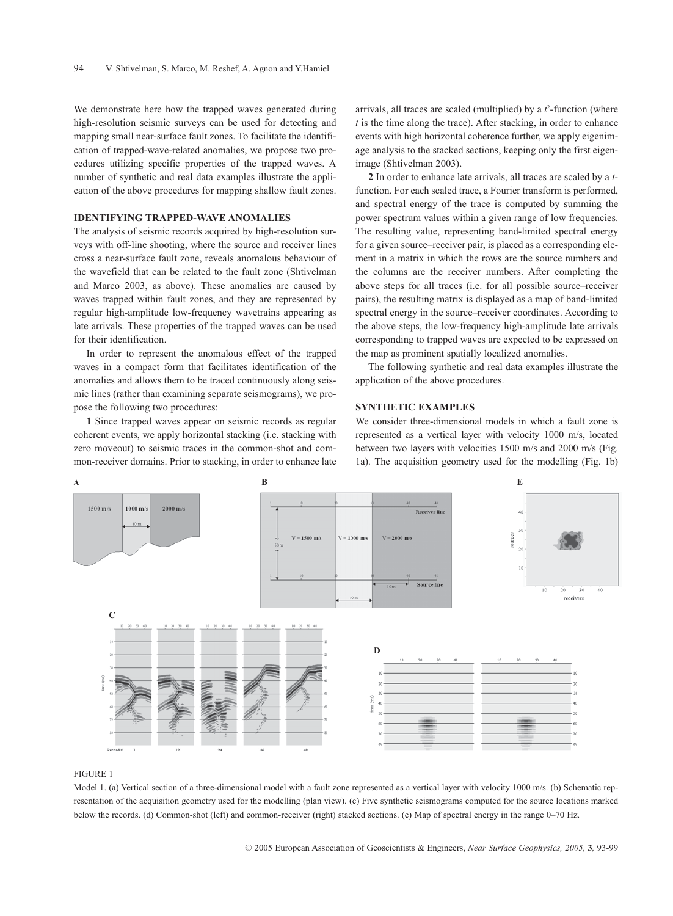We demonstrate here how the trapped waves generated during high-resolution seismic surveys can be used for detecting and mapping small near-surface fault zones. To facilitate the identification of trapped-wave-related anomalies, we propose two procedures utilizing specific properties of the trapped waves. A number of synthetic and real data examples illustrate the application of the above procedures for mapping shallow fault zones.

## IDENTIFYING TRAPPED-WAVE ANOMALIES

The analysis of seismic records acquired by high-resolution surveys with off-line shooting, where the source and receiver lines cross a near-surface fault zone, reveals anomalous behaviour of the wavefield that can be related to the fault zone (Shtivelman and Marco 2003, as above). These anomalies are caused by waves trapped within fault zones, and they are represented by regular high-amplitude low-frequency wavetrains appearing as late arrivals. These properties of the trapped waves can be used for their identification.

In order to represent the anomalous effect of the trapped waves in a compact form that facilitates identification of the anomalies and allows them to be traced continuously along seismic lines (rather than examining separate seismograms), we propose the following two procedures:

**1** Since trapped waves appear on seismic records as regular coherent events, we apply horizontal stacking (i.e. stacking with zero moveout) to seismic traces in the common-shot and common-receiver domains. Prior to stacking, in order to enhance late arrivals, all traces are scaled (multiplied) by a $t^2$-function (where $t$ is the time along the trace). After stacking, in order to enhance events with high horizontal coherence further, we apply eigenimage analysis to the stacked sections, keeping only the first eigenimage (Shtivelman 2003).

**2** In order to enhance late arrivals, all traces are scaled by a $t$-function. For each scaled trace, a Fourier transform is performed, and spectral energy of the trace is computed by summing the power spectrum values within a given range of low frequencies. The resulting value, representing band-limited spectral energy for a given source–receiver pair, is placed as a corresponding element in a matrix in which the rows are the source numbers and the columns are the receiver numbers. After completing the above steps for all traces (i.e. for all possible source–receiver pairs), the resulting matrix is displayed as a map of band-limited spectral energy in the source–receiver coordinates. According to the above steps, the low-frequency high-amplitude late arrivals corresponding to trapped waves are expected to be expressed on the map as prominent spatially localized anomalies.

The following synthetic and real data examples illustrate the application of the above procedures.

## SYNTHETIC EXAMPLES

We consider three-dimensional models in which a fault zone is represented as a vertical layer with velocity 1000 m/s, located between two layers with velocities 1500 m/s and 2000 m/s (Fig. 1a). The acquisition geometry used for the modelling (Fig. 1b)

FIGURE 1

Model 1. (a) Vertical section of a three-dimensional model with a fault zone represented as a vertical layer with velocity 1000 m/s. (b) Schematic representation of the acquisition geometry used for the modelling (plan view). (c) Five synthetic seismograms computed for the source locations marked below the records. (d) Common-shot (left) and common-receiver (right) stacked sections. (e) Map of spectral energy in the range 0–70 Hz.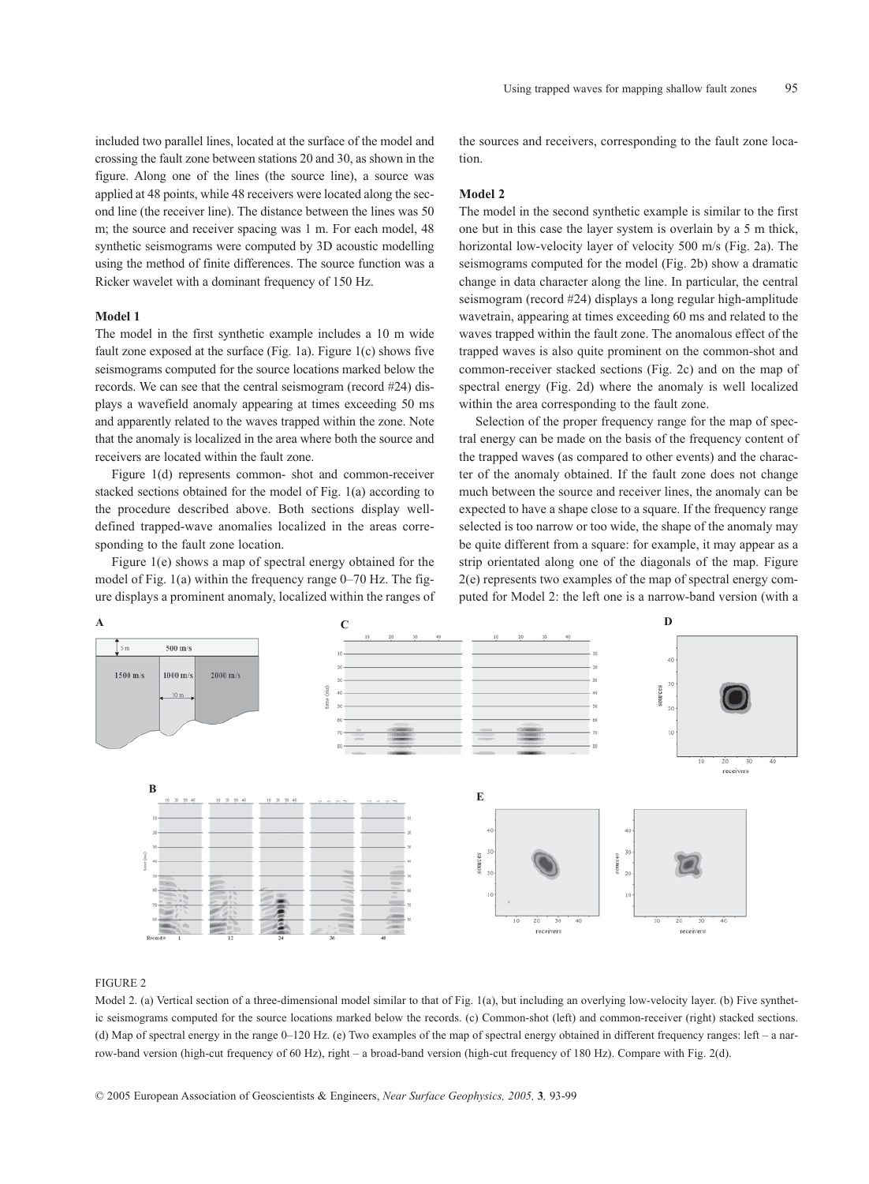included two parallel lines, located at the surface of the model and crossing the fault zone between stations 20 and 30, as shown in the figure. Along one of the lines (the source line), a source was applied at 48 points, while 48 receivers were located along the second line (the receiver line). The distance between the lines was 50 m; the source and receiver spacing was 1 m. For each model, 48 synthetic seismograms were computed by 3D acoustic modelling using the method of finite differences. The source function was a Ricker wavelet with a dominant frequency of 150 Hz.

### Model 1

The model in the first synthetic example includes a 10 m wide fault zone exposed at the surface (Fig. 1a). Figure 1(c) shows five seismograms computed for the source locations marked below the records. We can see that the central seismogram (record #24) displays a wavefield anomaly appearing at times exceeding 50 ms and apparently related to the waves trapped within the zone. Note that the anomaly is localized in the area where both the source and receivers are located within the fault zone.

Figure 1(d) represents common- shot and common-receiver stacked sections obtained for the model of Fig. 1(a) according to the procedure described above. Both sections display well-defined trapped-wave anomalies localized in the areas corresponding to the fault zone location.

Figure 1(e) shows a map of spectral energy obtained for the model of Fig. 1(a) within the frequency range 0–70 Hz. The figure displays a prominent anomaly, localized within the ranges of the sources and receivers, corresponding to the fault zone location.

### Model 2

The model in the second synthetic example is similar to the first one but in this case the layer system is overlain by a 5 m thick, horizontal low-velocity layer of velocity 500 m/s (Fig. 2a). The seismograms computed for the model (Fig. 2b) show a dramatic change in data character along the line. In particular, the central seismogram (record #24) displays a long regular high-amplitude wavetrain, appearing at times exceeding 60 ms and related to the waves trapped within the fault zone. The anomalous effect of the trapped waves is also quite prominent on the common-shot and common-receiver stacked sections (Fig. 2c) and on the map of spectral energy (Fig. 2d) where the anomaly is well localized within the area corresponding to the fault zone.

Selection of the proper frequency range for the map of spectral energy can be made on the basis of the frequency content of the trapped waves (as compared to other events) and the character of the anomaly obtained. If the fault zone does not change much between the source and receiver lines, the anomaly can be expected to have a shape close to a square. If the frequency range selected is too narrow or too wide, the shape of the anomaly may be quite different from a square: for example, it may appear as a strip orientated along one of the diagonals of the map. Figure 2(e) represents two examples of the map of spectral energy computed for Model 2: the left one is a narrow-band version (with a

FIGURE 2

Model 2. (a) Vertical section of a three-dimensional model similar to that of Fig. 1(a), but including an overlying low-velocity layer. (b) Five synthetic seismograms computed for the source locations marked below the records. (c) Common-shot (left) and common-receiver (right) stacked sections. (d) Map of spectral energy in the range 0–120 Hz. (e) Two examples of the map of spectral energy obtained in different frequency ranges: left – a narrow-band version (high-cut frequency of 60 Hz), right – a broad-band version (high-cut frequency of 180 Hz). Compare with Fig. 2(d).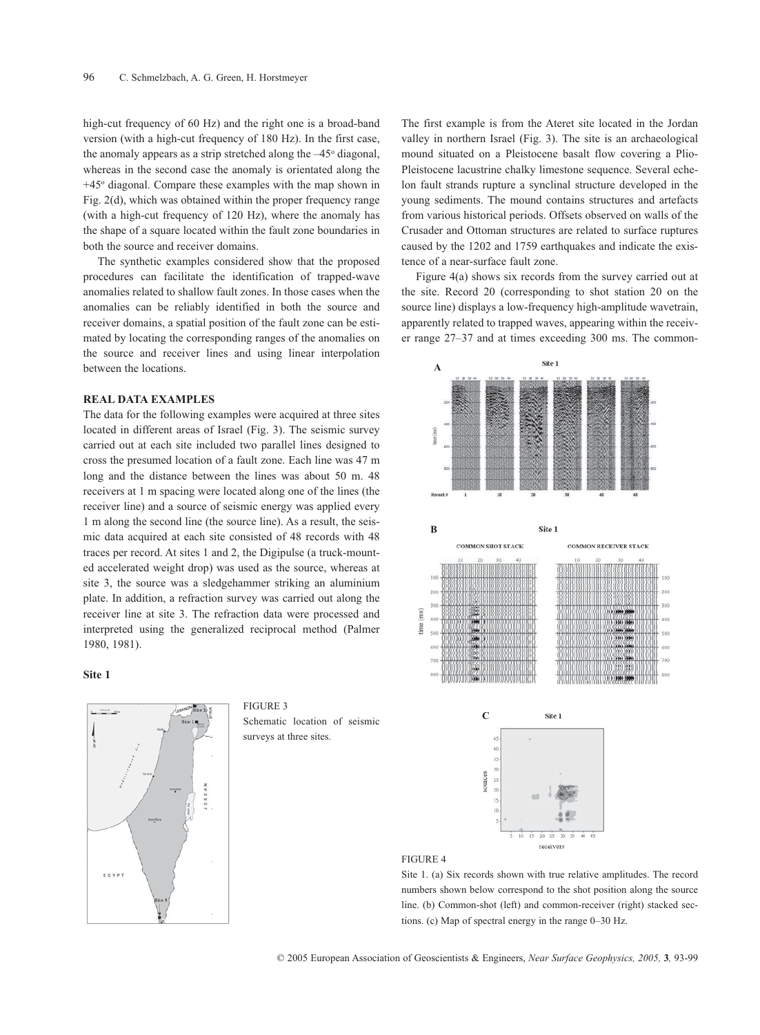high-cut frequency of 60 Hz) and the right one is a broad-band version (with a high-cut frequency of 180 Hz). In the first case, the anomaly appears as a strip stretched along the –45° diagonal, whereas in the second case the anomaly is orientated along the +45° diagonal. Compare these examples with the map shown in Fig. 2(d), which was obtained within the proper frequency range (with a high-cut frequency of 120 Hz), where the anomaly has the shape of a square located within the fault zone boundaries in both the source and receiver domains.

The synthetic examples considered show that the proposed procedures can facilitate the identification of trapped-wave anomalies related to shallow fault zones. In those cases when the anomalies can be reliably identified in both the source and receiver domains, a spatial position of the fault zone can be estimated by locating the corresponding ranges of the anomalies on the source and receiver lines and using linear interpolation between the locations.

## REAL DATA EXAMPLES

The data for the following examples were acquired at three sites located in different areas of Israel (Fig. 3). The seismic survey carried out at each site included two parallel lines designed to cross the presumed location of a fault zone. Each line was 47 m long and the distance between the lines was about 50 m. 48 receivers at 1 m spacing were located along one of the lines (the receiver line) and a source of seismic energy was applied every 1 m along the second line (the source line). As a result, the seismic data acquired at each site consisted of 48 records with 48 traces per record. At sites 1 and 2, the Digipulse (a truck-mounted accelerated weight drop) was used as the source, whereas at site 3, the source was a sledgehammer striking an aluminium plate. In addition, a refraction survey was carried out along the receiver line at site 3. The refraction data were processed and interpreted using the generalized reciprocal method (Palmer 1980, 1981).

### Site 1

FIGURE 3
Schematic location of seismic surveys at three sites.

The first example is from the Ateret site located in the Jordan valley in northern Israel (Fig. 3). The site is an archaeological mound situated on a Pleistocene basalt flow covering a Plio-Pleistocene lacustrine chalky limestone sequence. Several echelon fault strands rupture a synclinal structure developed in the young sediments. The mound contains structures and artefacts from various historical periods. Offsets observed on walls of the Crusader and Ottoman structures are related to surface ruptures caused by the 1202 and 1759 earthquakes and indicate the existence of a near-surface fault zone.

Figure 4(a) shows six records from the survey carried out at the site. Record 20 (corresponding to shot station 20 on the source line) displays a low-frequency high-amplitude wavetrain, apparently related to trapped waves, appearing within the receiver range 27–37 and at times exceeding 300 ms. The common-

FIGURE 4
Site 1. (a) Six records shown with true relative amplitudes. The record numbers shown below correspond to the shot position along the source line. (b) Common-shot (left) and common-receiver (right) stacked sections. (c) Map of spectral energy in the range 0–30 Hz.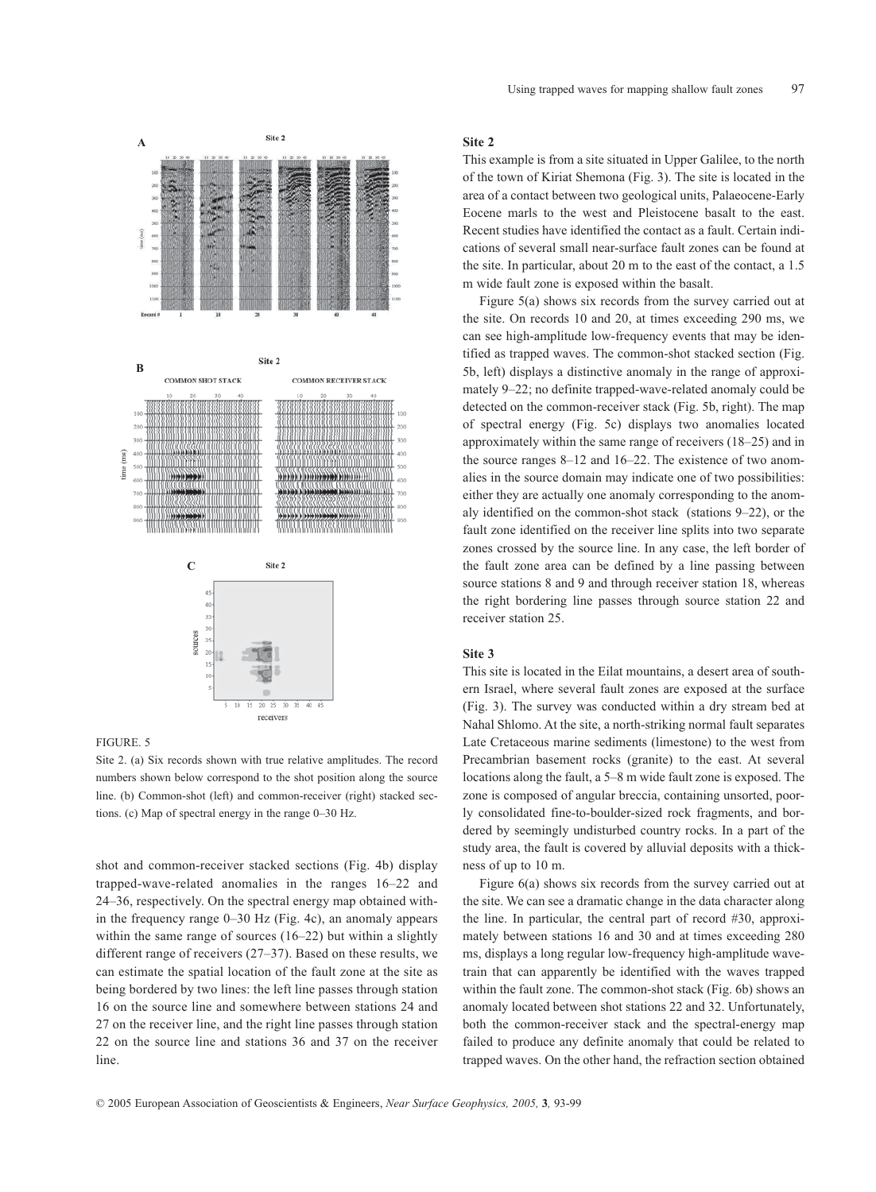FIGURE. 5

Site 2. (a) Six records shown with true relative amplitudes. The record numbers shown below correspond to the shot position along the source line. (b) Common-shot (left) and common-receiver (right) stacked sections. (c) Map of spectral energy in the range 0–30 Hz.

shot and common-receiver stacked sections (Fig. 4b) display trapped-wave-related anomalies in the ranges 16–22 and 24–36, respectively. On the spectral energy map obtained within the frequency range 0–30 Hz (Fig. 4c), an anomaly appears within the same range of sources (16–22) but within a slightly different range of receivers (27–37). Based on these results, we can estimate the spatial location of the fault zone at the site as being bordered by two lines: the left line passes through station 16 on the source line and somewhere between stations 24 and 27 on the receiver line, and the right line passes through station 22 on the source line and stations 36 and 37 on the receiver line.

### Site 2

This example is from a site situated in Upper Galilee, to the north of the town of Kiriat Shemona (Fig. 3). The site is located in the area of a contact between two geological units, Palaeocene-Early Eocene marls to the west and Pleistocene basalt to the east. Recent studies have identified the contact as a fault. Certain indications of several small near-surface fault zones can be found at the site. In particular, about 20 m to the east of the contact, a 1.5 m wide fault zone is exposed within the basalt.

Figure 5(a) shows six records from the survey carried out at the site. On records 10 and 20, at times exceeding 290 ms, we can see high-amplitude low-frequency events that may be identified as trapped waves. The common-shot stacked section (Fig. 5b, left) displays a distinctive anomaly in the range of approximately 9–22; no definite trapped-wave-related anomaly could be detected on the common-receiver stack (Fig. 5b, right). The map of spectral energy (Fig. 5c) displays two anomalies located approximately within the same range of receivers (18–25) and in the source ranges 8–12 and 16–22. The existence of two anomalies in the source domain may indicate one of two possibilities: either they are actually one anomaly corresponding to the anomaly identified on the common-shot stack (stations 9–22), or the fault zone identified on the receiver line splits into two separate zones crossed by the source line. In any case, the left border of the fault zone area can be defined by a line passing between source stations 8 and 9 and through receiver station 18, whereas the right bordering line passes through source station 22 and receiver station 25.

### Site 3

This site is located in the Eilat mountains, a desert area of southern Israel, where several fault zones are exposed at the surface (Fig. 3). The survey was conducted within a dry stream bed at Nahal Shlomo. At the site, a north-striking normal fault separates Late Cretaceous marine sediments (limestone) to the west from Precambrian basement rocks (granite) to the east. At several locations along the fault, a 5–8 m wide fault zone is exposed. The zone is composed of angular breccia, containing unsorted, poorly consolidated fine-to-boulder-sized rock fragments, and bordered by seemingly undisturbed country rocks. In a part of the study area, the fault is covered by alluvial deposits with a thickness of up to 10 m.

Figure 6(a) shows six records from the survey carried out at the site. We can see a dramatic change in the data character along the line. In particular, the central part of record #30, approximately between stations 16 and 30 and at times exceeding 280 ms, displays a long regular low-frequency high-amplitude wavetrain that can apparently be identified with the waves trapped within the fault zone. The common-shot stack (Fig. 6b) shows an anomaly located between shot stations 22 and 32. Unfortunately, both the common-receiver stack and the spectral-energy map failed to produce any definite anomaly that could be related to trapped waves. On the other hand, the refraction section obtained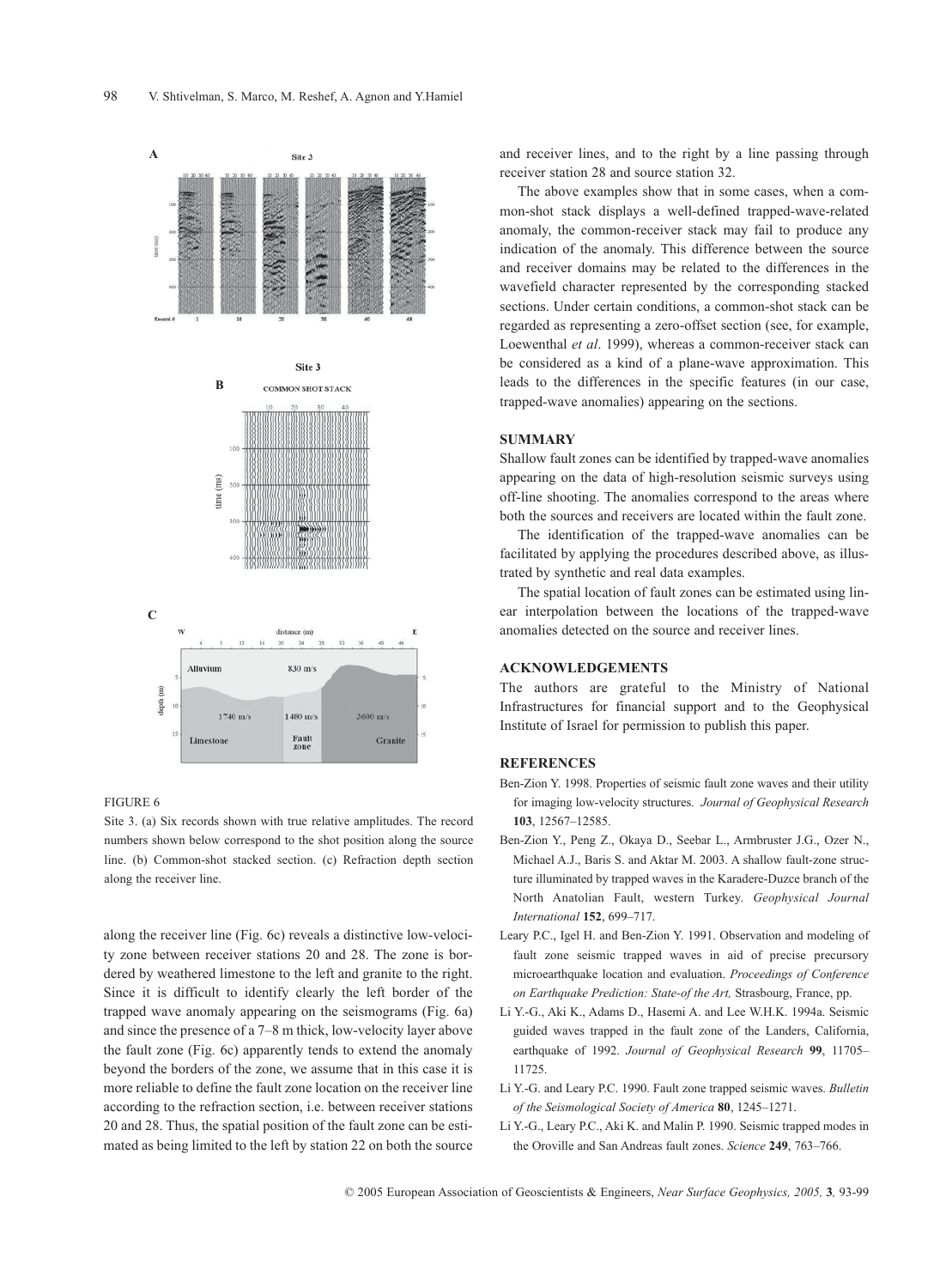FIGURE 6

Site 3. (a) Six records shown with true relative amplitudes. The record numbers shown below correspond to the shot position along the source line. (b) Common-shot stacked section. (c) Refraction depth section along the receiver line.

along the receiver line (Fig. 6c) reveals a distinctive low-velocity zone between receiver stations 20 and 28. The zone is bordered by weathered limestone to the left and granite to the right. Since it is difficult to identify clearly the left border of the trapped wave anomaly appearing on the seismograms (Fig. 6a) and since the presence of a 7–8 m thick, low-velocity layer above the fault zone (Fig. 6c) apparently tends to extend the anomaly beyond the borders of the zone, we assume that in this case it is more reliable to define the fault zone location on the receiver line according to the refraction section, i.e. between receiver stations 20 and 28. Thus, the spatial position of the fault zone can be estimated as being limited to the left by station 22 on both the source and receiver lines, and to the right by a line passing through receiver station 28 and source station 32.

The above examples show that in some cases, when a common-shot stack displays a well-defined trapped-wave-related anomaly, the common-receiver stack may fail to produce any indication of the anomaly. This difference between the source and receiver domains may be related to the differences in the wavefield character represented by the corresponding stacked sections. Under certain conditions, a common-shot stack can be regarded as representing a zero-offset section (see, for example, Loewenthal *et al*. 1999), whereas a common-receiver stack can be considered as a kind of a plane-wave approximation. This leads to the differences in the specific features (in our case, trapped-wave anomalies) appearing on the sections.

## SUMMARY

Shallow fault zones can be identified by trapped-wave anomalies appearing on the data of high-resolution seismic surveys using off-line shooting. The anomalies correspond to the areas where both the sources and receivers are located within the fault zone.

The identification of the trapped-wave anomalies can be facilitated by applying the procedures described above, as illustrated by synthetic and real data examples.

The spatial location of fault zones can be estimated using linear interpolation between the locations of the trapped-wave anomalies detected on the source and receiver lines.

## ACKNOWLEDGEMENTS

The authors are grateful to the Ministry of National Infrastructures for financial support and to the Geophysical Institute of Israel for permission to publish this paper.

## REFERENCES

Ben-Zion Y. 1998. Properties of seismic fault zone waves and their utility for imaging low-velocity structures. *Journal of Geophysical Research* **103**, 12567–12585.

Ben-Zion Y., Peng Z., Okaya D., Seebar L., Armbruster J.G., Ozer N., Michael A.J., Baris S. and Aktar M. 2003. A shallow fault-zone structure illuminated by trapped waves in the Karadere-Duzce branch of the North Anatolian Fault, western Turkey. *Geophysical Journal International* **152**, 699–717.

Leary P.C., Igel H. and Ben-Zion Y. 1991. Observation and modeling of fault zone seismic trapped waves in aid of precise precursory microearthquake location and evaluation. *Proceedings of Conference on Earthquake Prediction: State-of the Art,* Strasbourg, France, pp.

Li Y.-G., Aki K., Adams D., Hasemi A. and Lee W.H.K. 1994a. Seismic guided waves trapped in the fault zone of the Landers, California, earthquake of 1992. *Journal of Geophysical Research* **99**, 11705–11725.

Li Y.-G. and Leary P.C. 1990. Fault zone trapped seismic waves. *Bulletin of the Seismological Society of America* **80**, 1245–1271.

Li Y.-G., Leary P.C., Aki K. and Malin P. 1990. Seismic trapped modes in the Oroville and San Andreas fault zones. *Science* **249**, 763–766.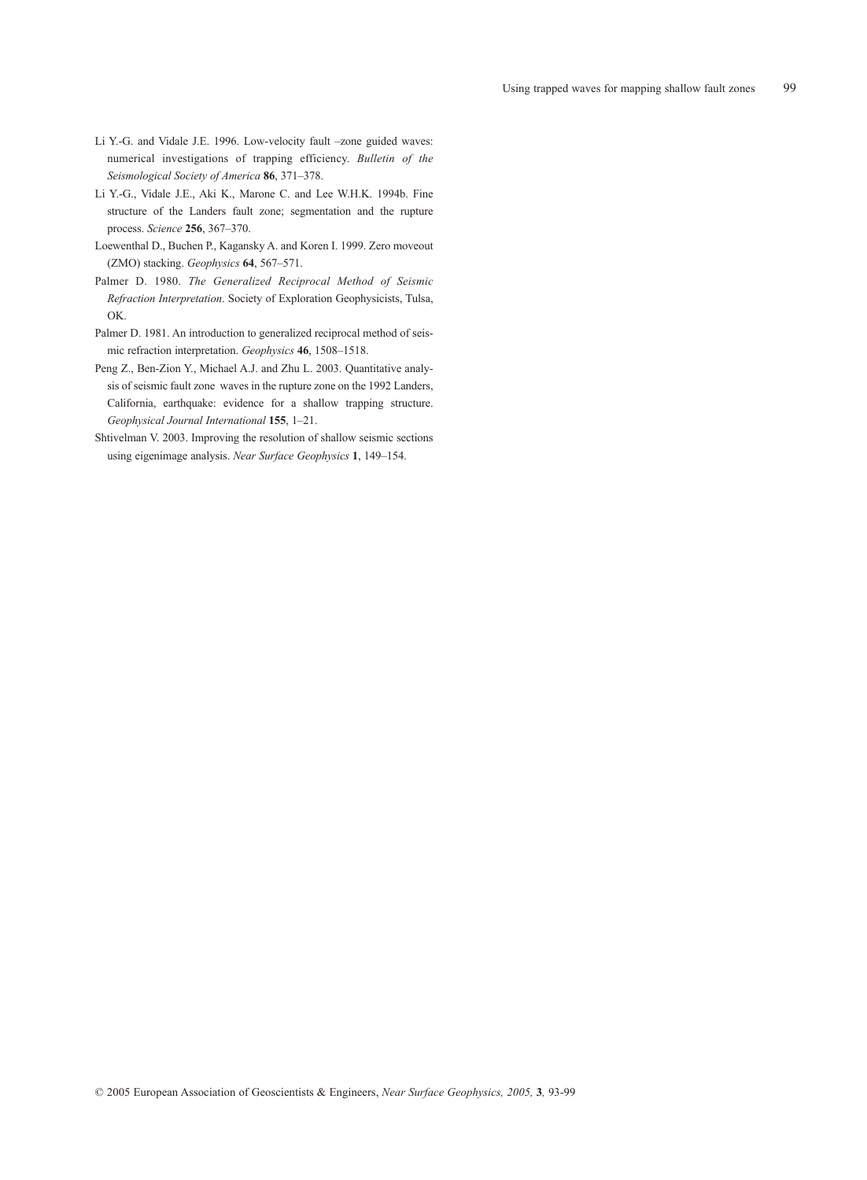Li Y.-G. and Vidale J.E. 1996. Low-velocity fault –zone guided waves: numerical investigations of trapping efficiency. *Bulletin of the Seismological Society of America* **86**, 371–378.

Li Y.-G., Vidale J.E., Aki K., Marone C. and Lee W.H.K. 1994b. Fine structure of the Landers fault zone; segmentation and the rupture process. *Science* **256**, 367–370.

Loewenthal D., Buchen P., Kagansky A. and Koren I. 1999. Zero moveout (ZMO) stacking. *Geophysics* **64**, 567–571.

Palmer D. 1980. *The Generalized Reciprocal Method of Seismic Refraction Interpretation*. Society of Exploration Geophysicists, Tulsa, OK.

Palmer D. 1981. An introduction to generalized reciprocal method of seismic refraction interpretation. *Geophysics* **46**, 1508–1518.

Peng Z., Ben-Zion Y., Michael A.J. and Zhu L. 2003. Quantitative analysis of seismic fault zone waves in the rupture zone on the 1992 Landers, California, earthquake: evidence for a shallow trapping structure. *Geophysical Journal International* **155**, 1–21.

Shtivelman V. 2003. Improving the resolution of shallow seismic sections using eigenimage analysis. *Near Surface Geophysics* **1**, 149–154.